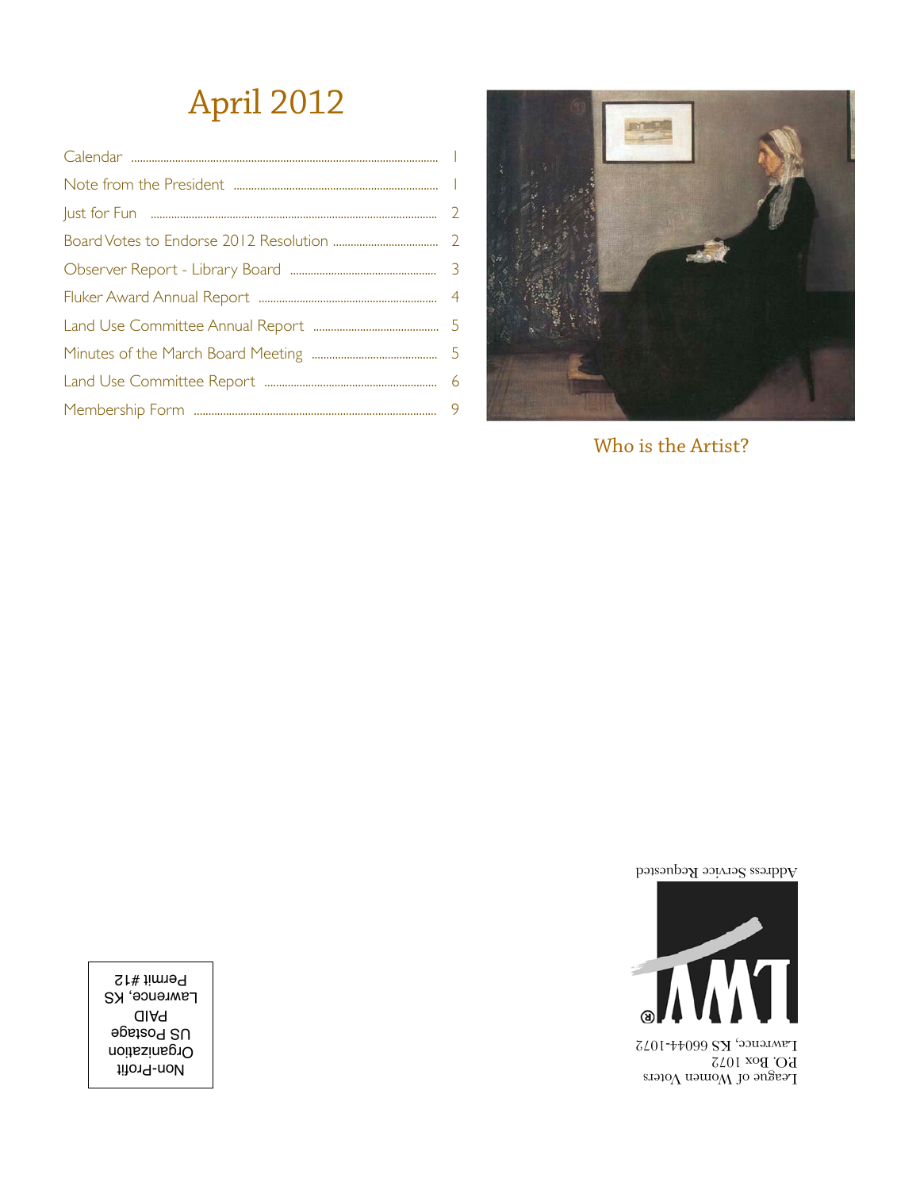# April 2012

| | |
|---|---|
| Calendar | 1 |
| Note from the President | 1 |
| Just for Fun | 2 |
| Board Votes to Endorse 2012 Resolution | 2 |
| Observer Report - Library Board | 3 |
| Fluker Award Annual Report | 4 |
| Land Use Committee Annual Report | 5 |
| Minutes of the March Board Meeting | 5 |
| Land Use Committee Report | 6 |
| Membership Form | 9 |

Who is the Artist?

Address Service Requested

League of Women Voters
P.O. Box 1072
Lawrence, KS 66044-1072

Non-Profit
Organization
US Postage
PAID
Lawrence, KS
Permit #12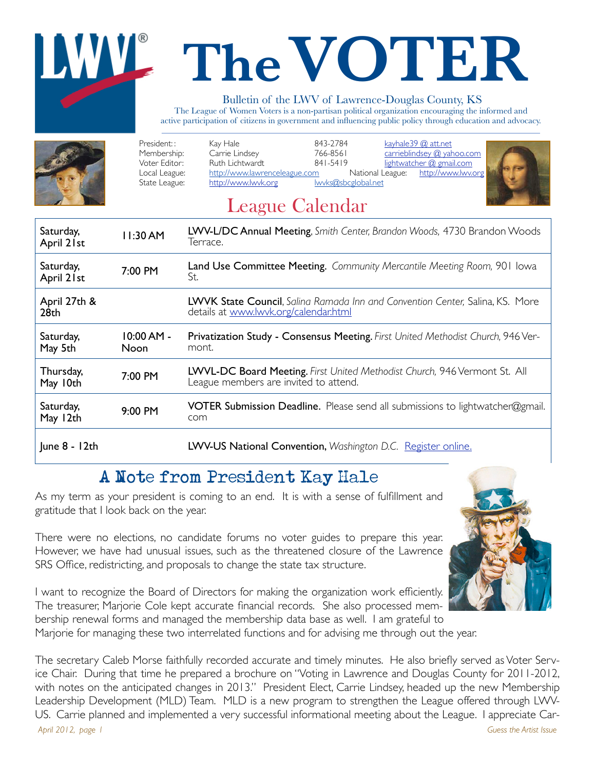# The VOTER

Bulletin of the LWV of Lawrence-Douglas County, KS

The League of Women Voters is a non-partisan political organization encouraging the informed and active participation of citizens in government and influencing public policy through education and advocacy.

| | | | |
|---|---|---|---|
| President: : | Kay Hale | 843-2784 | kayhale39 @ att.net |
| Membership: | Carrie Lindsey | 766-8561 | carrieblindsey @ yahoo.com |
| Voter Editor: | Ruth Lichtwardt | 841-5419 | lightwatcher @ gmail.com |
| Local League: | http://www.lawrenceleague.com | National League: | http://www.lwv.org |
| State League: | http://www.lwvk.org | lwvks@sbcglobal.net | |

## League Calendar

| | | |
|---|---|---|
| Saturday, April 21st | 11:30 AM | **LWV-L/DC Annual Meeting**, *Smith Center, Brandon Woods,* 4730 Brandon Woods Terrace. |
| Saturday, April 21st | 7:00 PM | **Land Use Committee Meeting.** *Community Mercantile Meeting Room,* 901 Iowa St. |
| April 27th & 28th | | **LWVK State Council**, *Salina Ramada Inn and Convention Center,* Salina, KS. More details at www.lwvk.org/calendar.html |
| Saturday, May 5th | 10:00 AM - Noon | **Privatization Study - Consensus Meeting.** *First United Methodist Church,* 946 Vermont. |
| Thursday, May 10th | 7:00 PM | **LWVL-DC Board Meeting.** *First United Methodist Church,* 946 Vermont St. All League members are invited to attend. |
| Saturday, May 12th | 9:00 PM | **VOTER Submission Deadline.** Please send all submissions to lightwatcher@gmail.com |
| June 8 - 12th | | **LWV-US National Convention,** *Washington D.C.* Register online. |

## A Note from President Kay Hale

As my term as your president is coming to an end. It is with a sense of fulfillment and gratitude that I look back on the year.

There were no elections, no candidate forums no voter guides to prepare this year. However, we have had unusual issues, such as the threatened closure of the Lawrence SRS Office, redistricting, and proposals to change the state tax structure.

I want to recognize the Board of Directors for making the organization work efficiently. The treasurer, Marjorie Cole kept accurate financial records. She also processed membership renewal forms and managed the membership data base as well. I am grateful to Marjorie for managing these two interrelated functions and for advising me through out the year.

The secretary Caleb Morse faithfully recorded accurate and timely minutes. He also briefly served as Voter Service Chair. During that time he prepared a brochure on "Voting in Lawrence and Douglas County for 2011-2012, with notes on the anticipated changes in 2013." President Elect, Carrie Lindsey, headed up the new Membership Leadership Development (MLD) Team. MLD is a new program to strengthen the League offered through LWV-US. Carrie planned and implemented a very successful informational meeting about the League. I appreciate Car-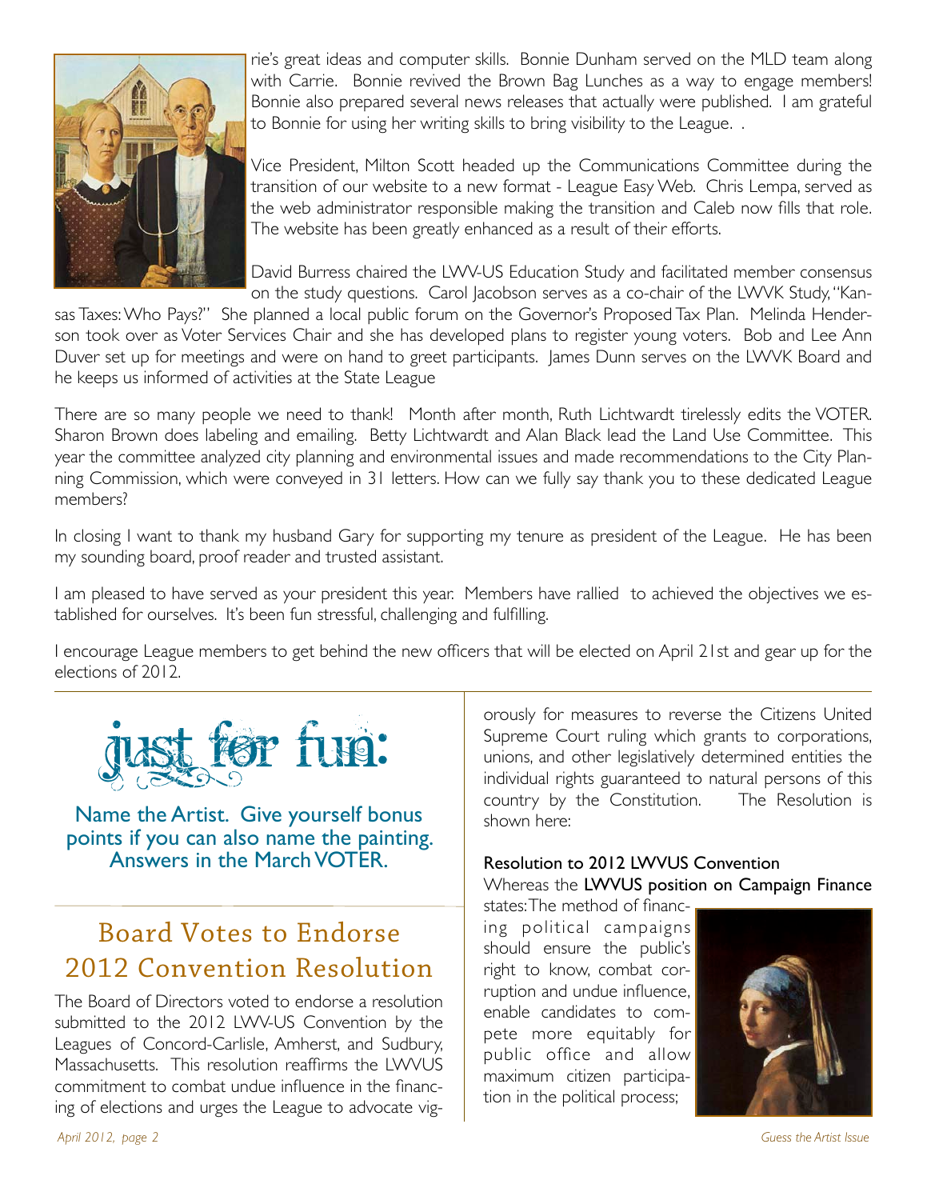rie's great ideas and computer skills. Bonnie Dunham served on the MLD team along with Carrie. Bonnie revived the Brown Bag Lunches as a way to engage members! Bonnie also prepared several news releases that actually were published. I am grateful to Bonnie for using her writing skills to bring visibility to the League. .

Vice President, Milton Scott headed up the Communications Committee during the transition of our website to a new format - League Easy Web. Chris Lempa, served as the web administrator responsible making the transition and Caleb now fills that role. The website has been greatly enhanced as a result of their efforts.

David Burress chaired the LWV-US Education Study and facilitated member consensus on the study questions. Carol Jacobson serves as a co-chair of the LWVK Study, "Kansas Taxes: Who Pays?" She planned a local public forum on the Governor's Proposed Tax Plan. Melinda Henderson took over as Voter Services Chair and she has developed plans to register young voters. Bob and Lee Ann Duver set up for meetings and were on hand to greet participants. James Dunn serves on the LWVK Board and he keeps us informed of activities at the State League

There are so many people we need to thank! Month after month, Ruth Lichtwardt tirelessly edits the VOTER. Sharon Brown does labeling and emailing. Betty Lichtwardt and Alan Black lead the Land Use Committee. This year the committee analyzed city planning and environmental issues and made recommendations to the City Planning Commission, which were conveyed in 31 letters. How can we fully say thank you to these dedicated League members?

In closing I want to thank my husband Gary for supporting my tenure as president of the League. He has been my sounding board, proof reader and trusted assistant.

I am pleased to have served as your president this year. Members have rallied to achieved the objectives we established for ourselves. It's been fun stressful, challenging and fulfilling.

I encourage League members to get behind the new officers that will be elected on April 21st and gear up for the elections of 2012.

## just for fun:

Name the Artist. Give yourself bonus points if you can also name the painting. Answers in the March VOTER.

## Board Votes to Endorse 2012 Convention Resolution

The Board of Directors voted to endorse a resolution submitted to the 2012 LWV-US Convention by the Leagues of Concord-Carlisle, Amherst, and Sudbury, Massachusetts. This resolution reaffirms the LWVUS commitment to combat undue influence in the financing of elections and urges the League to advocate vigorously for measures to reverse the Citizens United Supreme Court ruling which grants to corporations, unions, and other legislatively determined entities the individual rights guaranteed to natural persons of this country by the Constitution. The Resolution is shown here:

**Resolution to 2012 LWVUS Convention**

Whereas the **LWVUS position on Campaign Finance** states: The method of financing political campaigns should ensure the public's right to know, combat corruption and undue influence, enable candidates to compete more equitably for public office and allow maximum citizen participation in the political process;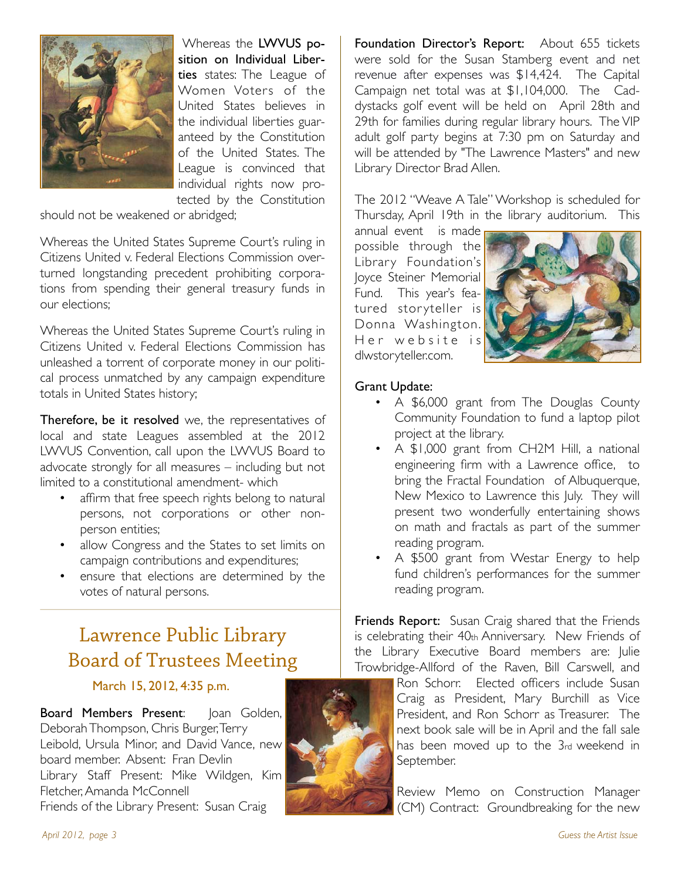Whereas the **LWVUS position on Individual Liberties** states: The League of Women Voters of the United States believes in the individual liberties guaranteed by the Constitution of the United States. The League is convinced that individual rights now protected by the Constitution should not be weakened or abridged;

Whereas the United States Supreme Court's ruling in Citizens United v. Federal Elections Commission overturned longstanding precedent prohibiting corporations from spending their general treasury funds in our elections;

Whereas the United States Supreme Court's ruling in Citizens United v. Federal Elections Commission has unleashed a torrent of corporate money in our political process unmatched by any campaign expenditure totals in United States history;

**Therefore, be it resolved** we, the representatives of local and state Leagues assembled at the 2012 LWVUS Convention, call upon the LWVUS Board to advocate strongly for all measures – including but not limited to a constitutional amendment- which

- affirm that free speech rights belong to natural persons, not corporations or other non-person entities;
- allow Congress and the States to set limits on campaign contributions and expenditures;
- ensure that elections are determined by the votes of natural persons.

## Lawrence Public Library Board of Trustees Meeting

**March 15, 2012, 4:35 p.m.**

**Board Members Present**: Joan Golden, Deborah Thompson, Chris Burger, Terry Leibold, Ursula Minor, and David Vance, new board member. Absent: Fran Devlin
Library Staff Present: Mike Wildgen, Kim Fletcher, Amanda McConnell
Friends of the Library Present: Susan Craig

**Foundation Director's Report:** About 655 tickets were sold for the Susan Stamberg event and net revenue after expenses was $14,424. The Capital Campaign net total was at $1,104,000. The Caddystacks golf event will be held on April 28th and 29th for families during regular library hours. The VIP adult golf party begins at 7:30 pm on Saturday and will be attended by "The Lawrence Masters" and new Library Director Brad Allen.

The 2012 "Weave A Tale" Workshop is scheduled for Thursday, April 19th in the library auditorium. This annual event is made possible through the Library Foundation's Joyce Steiner Memorial Fund. This year's featured storyteller is Donna Washington. Her website is dlwstoryteller.com.

**Grant Update:**

- A $6,000 grant from The Douglas County Community Foundation to fund a laptop pilot project at the library.
- A $1,000 grant from CH2M Hill, a national engineering firm with a Lawrence office, to bring the Fractal Foundation of Albuquerque, New Mexico to Lawrence this July. They will present two wonderfully entertaining shows on math and fractals as part of the summer reading program.
- A $500 grant from Westar Energy to help fund children's performances for the summer reading program.

**Friends Report:** Susan Craig shared that the Friends is celebrating their 40th Anniversary. New Friends of the Library Executive Board members are: Julie Trowbridge-Allford of the Raven, Bill Carswell, and Ron Schorr. Elected officers include Susan Craig as President, Mary Burchill as Vice President, and Ron Schorr as Treasurer. The next book sale will be in April and the fall sale has been moved up to the 3rd weekend in September.

Review Memo on Construction Manager (CM) Contract: Groundbreaking for the new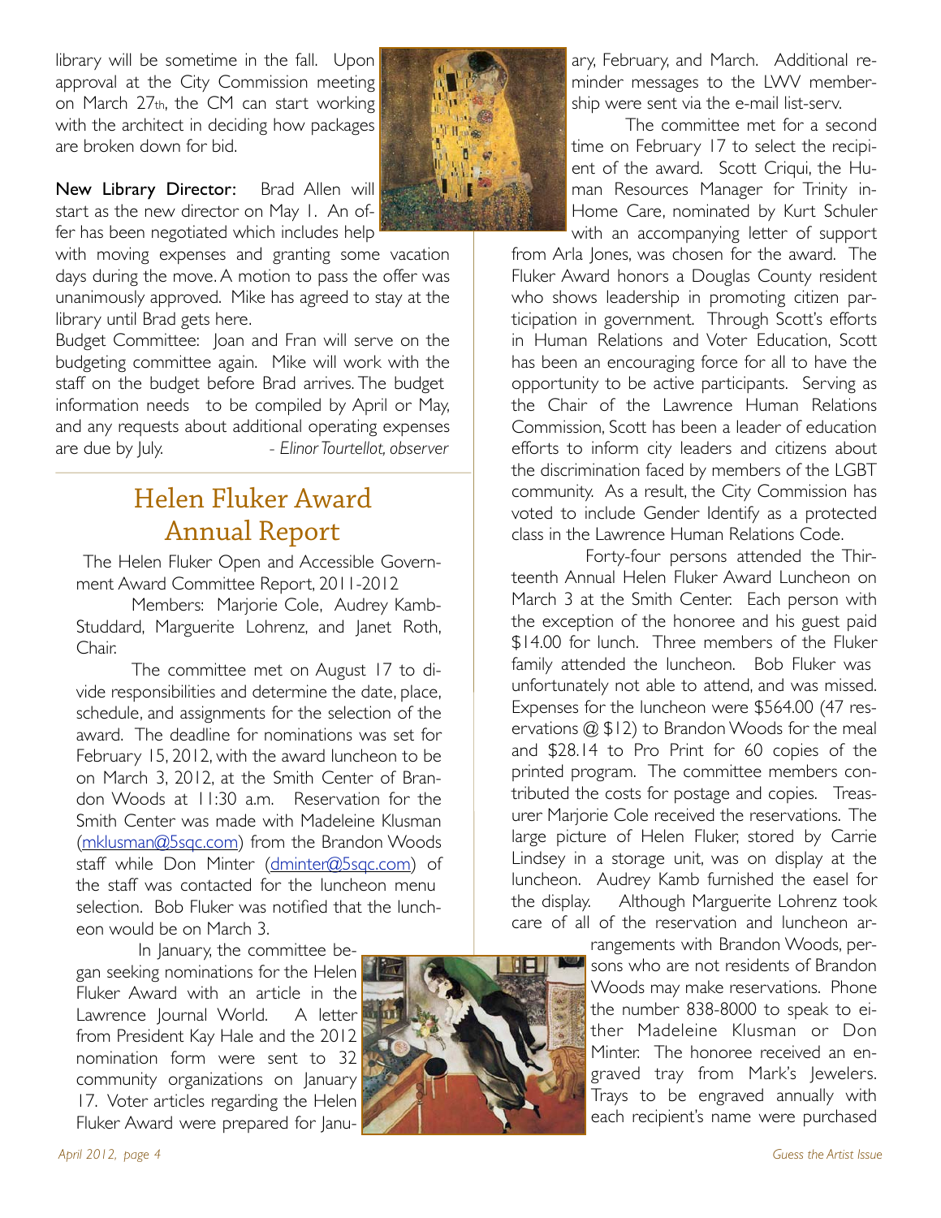library will be sometime in the fall. Upon approval at the City Commission meeting on March 27th, the CM can start working with the architect in deciding how packages are broken down for bid.

**New Library Director:** Brad Allen will start as the new director on May 1. An offer has been negotiated which includes help with moving expenses and granting some vacation days during the move. A motion to pass the offer was unanimously approved. Mike has agreed to stay at the library until Brad gets here.

Budget Committee: Joan and Fran will serve on the budgeting committee again. Mike will work with the staff on the budget before Brad arrives. The budget information needs to be compiled by April or May, and any requests about additional operating expenses are due by July.

*- Elinor Tourtellot, observer*

## Helen Fluker Award Annual Report

The Helen Fluker Open and Accessible Government Award Committee Report, 2011-2012

Members: Marjorie Cole, Audrey Kamb-Studdard, Marguerite Lohrenz, and Janet Roth, Chair.

The committee met on August 17 to divide responsibilities and determine the date, place, schedule, and assignments for the selection of the award. The deadline for nominations was set for February 15, 2012, with the award luncheon to be on March 3, 2012, at the Smith Center of Brandon Woods at 11:30 a.m. Reservation for the Smith Center was made with Madeleine Klusman (mklusman@5sqc.com) from the Brandon Woods staff while Don Minter (dminter@5sqc.com) of the staff was contacted for the luncheon menu selection. Bob Fluker was notified that the luncheon would be on March 3.

In January, the committee began seeking nominations for the Helen Fluker Award with an article in the Lawrence Journal World. A letter from President Kay Hale and the 2012 nomination form were sent to 32 community organizations on January 17. Voter articles regarding the Helen Fluker Award were prepared for January, February, and March. Additional reminder messages to the LWV membership were sent via the e-mail list-serv.

The committee met for a second time on February 17 to select the recipient of the award. Scott Criqui, the Human Resources Manager for Trinity in-Home Care, nominated by Kurt Schuler with an accompanying letter of support from Arla Jones, was chosen for the award. The Fluker Award honors a Douglas County resident who shows leadership in promoting citizen participation in government. Through Scott's efforts in Human Relations and Voter Education, Scott has been an encouraging force for all to have the opportunity to be active participants. Serving as the Chair of the Lawrence Human Relations Commission, Scott has been a leader of education efforts to inform city leaders and citizens about the discrimination faced by members of the LGBT community. As a result, the City Commission has voted to include Gender Identify as a protected class in the Lawrence Human Relations Code.

Forty-four persons attended the Thirteenth Annual Helen Fluker Award Luncheon on March 3 at the Smith Center. Each person with the exception of the honoree and his guest paid $14.00 for lunch. Three members of the Fluker family attended the luncheon. Bob Fluker was unfortunately not able to attend, and was missed. Expenses for the luncheon were $564.00 (47 reservations @ $12) to Brandon Woods for the meal and $28.14 to Pro Print for 60 copies of the printed program. The committee members contributed the costs for postage and copies. Treasurer Marjorie Cole received the reservations. The large picture of Helen Fluker, stored by Carrie Lindsey in a storage unit, was on display at the luncheon. Audrey Kamb furnished the easel for the display. Although Marguerite Lohrenz took care of all of the reservation and luncheon arrangements with Brandon Woods, persons who are not residents of Brandon Woods may make reservations. Phone the number 838-8000 to speak to either Madeleine Klusman or Don Minter. The honoree received an engraved tray from Mark's Jewelers. Trays to be engraved annually with each recipient's name were purchased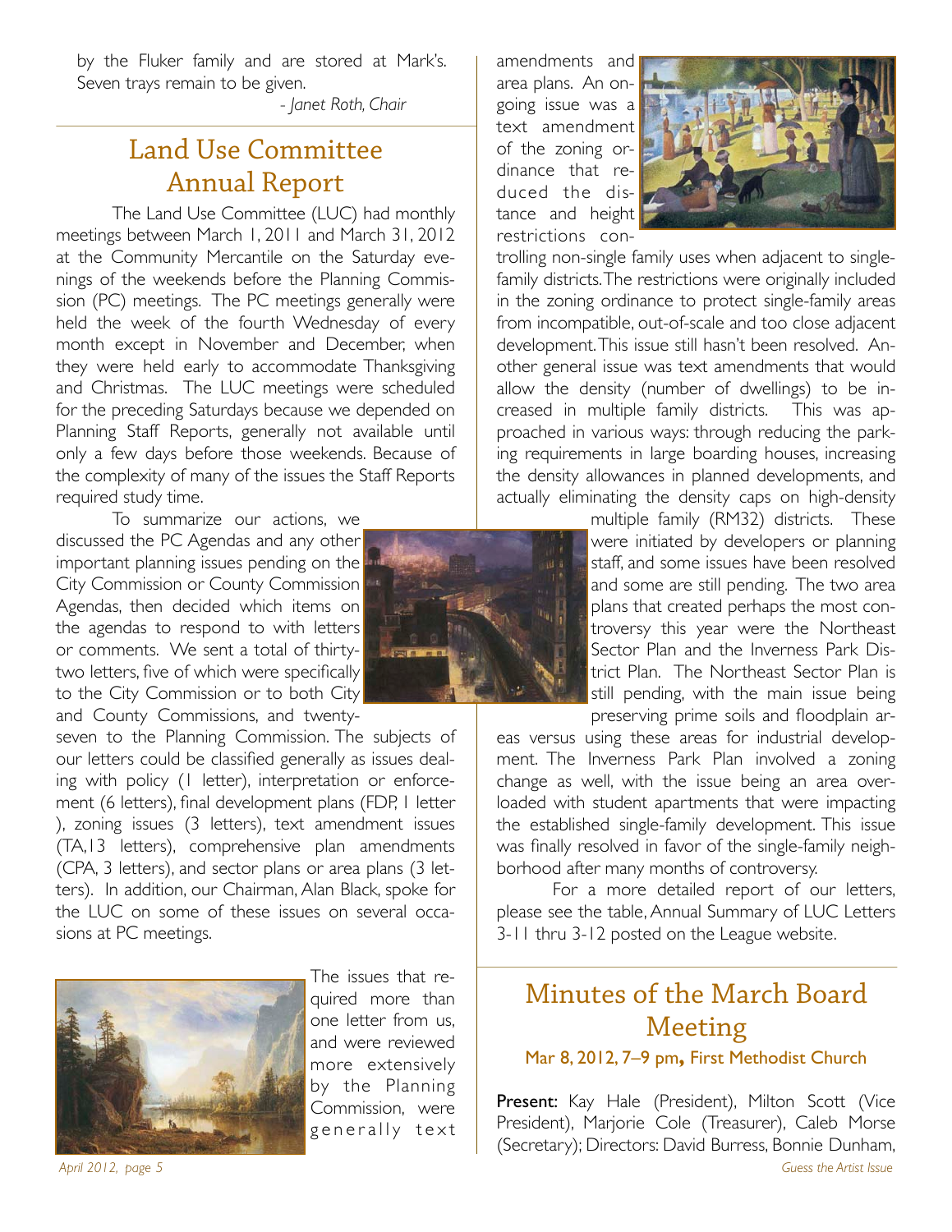by the Fluker family and are stored at Mark's. Seven trays remain to be given.

*- Janet Roth, Chair*

## Land Use Committee Annual Report

The Land Use Committee (LUC) had monthly meetings between March 1, 2011 and March 31, 2012 at the Community Mercantile on the Saturday evenings of the weekends before the Planning Commission (PC) meetings. The PC meetings generally were held the week of the fourth Wednesday of every month except in November and December, when they were held early to accommodate Thanksgiving and Christmas. The LUC meetings were scheduled for the preceding Saturdays because we depended on Planning Staff Reports, generally not available until only a few days before those weekends. Because of the complexity of many of the issues the Staff Reports required study time.

To summarize our actions, we discussed the PC Agendas and any other important planning issues pending on the City Commission or County Commission Agendas, then decided which items on the agendas to respond to with letters or comments. We sent a total of thirty-two letters, five of which were specifically to the City Commission or to both City and County Commissions, and twenty-seven to the Planning Commission. The subjects of our letters could be classified generally as issues dealing with policy (1 letter), interpretation or enforcement (6 letters), final development plans (FDP, 1 letter ), zoning issues (3 letters), text amendment issues (TA,13 letters), comprehensive plan amendments (CPA, 3 letters), and sector plans or area plans (3 letters). In addition, our Chairman, Alan Black, spoke for the LUC on some of these issues on several occasions at PC meetings.

The issues that required more than one letter from us, and were reviewed more extensively by the Planning Commission, were generally text amendments and area plans. An ongoing issue was a text amendment of the zoning ordinance that reduced the distance and height restrictions controlling non-single family uses when adjacent to single-family districts. The restrictions were originally included in the zoning ordinance to protect single-family areas from incompatible, out-of-scale and too close adjacent development. This issue still hasn't been resolved. Another general issue was text amendments that would allow the density (number of dwellings) to be increased in multiple family districts. This was approached in various ways: through reducing the parking requirements in large boarding houses, increasing the density allowances in planned developments, and actually eliminating the density caps on high-density multiple family (RM32) districts. These were initiated by developers or planning staff, and some issues have been resolved and some are still pending. The two area plans that created perhaps the most controversy this year were the Northeast Sector Plan and the Inverness Park District Plan. The Northeast Sector Plan is still pending, with the main issue being preserving prime soils and floodplain areas versus using these areas for industrial development. The Inverness Park Plan involved a zoning change as well, with the issue being an area overloaded with student apartments that were impacting the established single-family development. This issue was finally resolved in favor of the single-family neighborhood after many months of controversy.

For a more detailed report of our letters, please see the table, Annual Summary of LUC Letters 3-11 thru 3-12 posted on the League website.

## Minutes of the March Board Meeting

**Mar 8, 2012, 7–9 pm, First Methodist Church**

**Present:** Kay Hale (President), Milton Scott (Vice President), Marjorie Cole (Treasurer), Caleb Morse (Secretary); Directors: David Burress, Bonnie Dunham,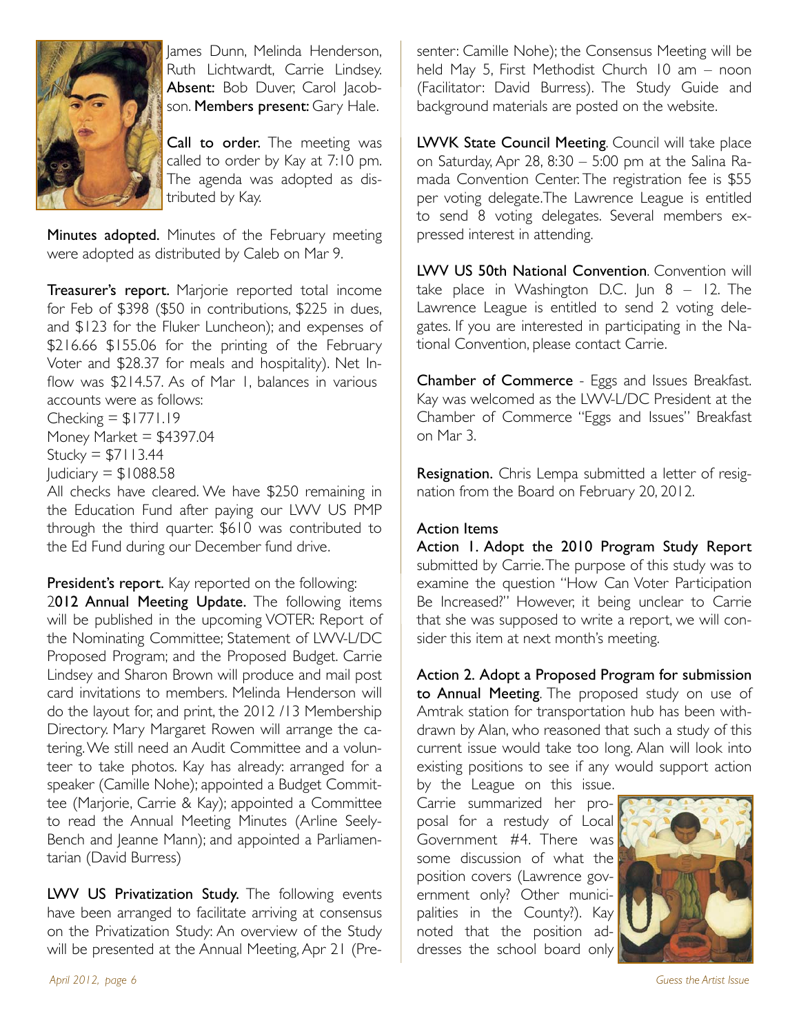James Dunn, Melinda Henderson, Ruth Lichtwardt, Carrie Lindsey. **Absent:** Bob Duver, Carol Jacobson. **Members present:** Gary Hale.

**Call to order.** The meeting was called to order by Kay at 7:10 pm. The agenda was adopted as distributed by Kay.

**Minutes adopted.** Minutes of the February meeting were adopted as distributed by Caleb on Mar 9.

**Treasurer's report.** Marjorie reported total income for Feb of $398 ($50 in contributions, $225 in dues, and $123 for the Fluker Luncheon); and expenses of $216.66 $155.06 for the printing of the February Voter and $28.37 for meals and hospitality). Net Inflow was $214.57. As of Mar 1, balances in various accounts were as follows:

Checking = $1771.19
Money Market = $4397.04
Stucky = $7113.44
Judiciary = $1088.58

All checks have cleared. We have $250 remaining in the Education Fund after paying our LWV US PMP through the third quarter. $610 was contributed to the Ed Fund during our December fund drive.

**President's report.** Kay reported on the following:

**2012 Annual Meeting Update.** The following items will be published in the upcoming VOTER: Report of the Nominating Committee; Statement of LWV-L/DC Proposed Program; and the Proposed Budget. Carrie Lindsey and Sharon Brown will produce and mail post card invitations to members. Melinda Henderson will do the layout for, and print, the 2012 /13 Membership Directory. Mary Margaret Rowen will arrange the catering. We still need an Audit Committee and a volunteer to take photos. Kay has already: arranged for a speaker (Camille Nohe); appointed a Budget Committee (Marjorie, Carrie & Kay); appointed a Committee to read the Annual Meeting Minutes (Arline Seely-Bench and Jeanne Mann); and appointed a Parliamentarian (David Burress)

**LWV US Privatization Study.** The following events have been arranged to facilitate arriving at consensus on the Privatization Study: An overview of the Study will be presented at the Annual Meeting, Apr 21 (Presenter: Camille Nohe); the Consensus Meeting will be held May 5, First Methodist Church 10 am – noon (Facilitator: David Burress). The Study Guide and background materials are posted on the website.

**LWVK State Council Meeting**. Council will take place on Saturday, Apr 28, 8:30 – 5:00 pm at the Salina Ramada Convention Center. The registration fee is $55 per voting delegate. The Lawrence League is entitled to send 8 voting delegates. Several members expressed interest in attending.

**LWV US 50th National Convention**. Convention will take place in Washington D.C. Jun 8 – 12. The Lawrence League is entitled to send 2 voting delegates. If you are interested in participating in the National Convention, please contact Carrie.

**Chamber of Commerce** - Eggs and Issues Breakfast. Kay was welcomed as the LWV-L/DC President at the Chamber of Commerce "Eggs and Issues" Breakfast on Mar 3.

**Resignation.** Chris Lempa submitted a letter of resignation from the Board on February 20, 2012.

**Action Items**

**Action 1. Adopt the 2010 Program Study Report** submitted by Carrie. The purpose of this study was to examine the question "How Can Voter Participation Be Increased?" However, it being unclear to Carrie that she was supposed to write a report, we will consider this item at next month's meeting.

**Action 2. Adopt a Proposed Program for submission to Annual Meeting**. The proposed study on use of Amtrak station for transportation hub has been withdrawn by Alan, who reasoned that such a study of this current issue would take too long. Alan will look into existing positions to see if any would support action by the League on this issue.

Carrie summarized her proposal for a restudy of Local Government #4. There was some discussion of what the position covers (Lawrence government only? Other municipalities in the County?). Kay noted that the position addresses the school board only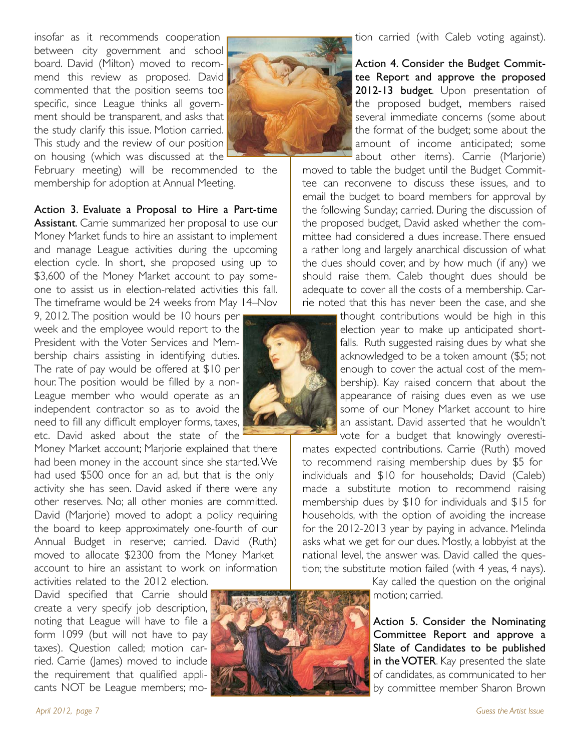insofar as it recommends cooperation between city government and school board. David (Milton) moved to recommend this review as proposed. David commented that the position seems too specific, since League thinks all government should be transparent, and asks that the study clarify this issue. Motion carried. This study and the review of our position on housing (which was discussed at the February meeting) will be recommended to the membership for adoption at Annual Meeting.

**Action 3. Evaluate a Proposal to Hire a Part-time Assistant**. Carrie summarized her proposal to use our Money Market funds to hire an assistant to implement and manage League activities during the upcoming election cycle. In short, she proposed using up to $3,600 of the Money Market account to pay someone to assist us in election-related activities this fall. The timeframe would be 24 weeks from May 14–Nov 9, 2012. The position would be 10 hours per week and the employee would report to the President with the Voter Services and Membership chairs assisting in identifying duties. The rate of pay would be offered at $10 per hour. The position would be filled by a non-League member who would operate as an independent contractor so as to avoid the need to fill any difficult employer forms, taxes, etc. David asked about the state of the Money Market account; Marjorie explained that there had been money in the account since she started. We had used $500 once for an ad, but that is the only activity she has seen. David asked if there were any other reserves. No; all other monies are committed. David (Marjorie) moved to adopt a policy requiring the board to keep approximately one-fourth of our Annual Budget in reserve; carried. David (Ruth) moved to allocate $2300 from the Money Market account to hire an assistant to work on information activities related to the 2012 election. David specified that Carrie should create a very specify job description, noting that League will have to file a form 1099 (but will not have to pay taxes). Question called; motion carried. Carrie (James) moved to include the requirement that qualified applicants NOT be League members; motion carried (with Caleb voting against).

**Action 4. Consider the Budget Committee Report and approve the proposed 2012-13 budget**. Upon presentation of the proposed budget, members raised several immediate concerns (some about the format of the budget; some about the amount of income anticipated; some about other items). Carrie (Marjorie) moved to table the budget until the Budget Committee can reconvene to discuss these issues, and to email the budget to board members for approval by the following Sunday; carried. During the discussion of the proposed budget, David asked whether the committee had considered a dues increase. There ensued a rather long and largely anarchical discussion of what the dues should cover, and by how much (if any) we should raise them. Caleb thought dues should be adequate to cover all the costs of a membership. Carrie noted that this has never been the case, and she thought contributions would be high in this election year to make up anticipated shortfalls. Ruth suggested raising dues by what she acknowledged to be a token amount ($5; not enough to cover the actual cost of the membership). Kay raised concern that about the appearance of raising dues even as we use some of our Money Market account to hire an assistant. David asserted that he wouldn't vote for a budget that knowingly overestimates expected contributions. Carrie (Ruth) moved to recommend raising membership dues by $5 for individuals and $10 for households; David (Caleb) made a substitute motion to recommend raising membership dues by $10 for individuals and $15 for households, with the option of avoiding the increase for the 2012-2013 year by paying in advance. Melinda asks what we get for our dues. Mostly, a lobbyist at the national level, the answer was. David called the question; the substitute motion failed (with 4 yeas, 4 nays). Kay called the question on the original motion; carried.

**Action 5. Consider the Nominating Committee Report and approve a Slate of Candidates to be published in the VOTER**. Kay presented the slate of candidates, as communicated to her by committee member Sharon Brown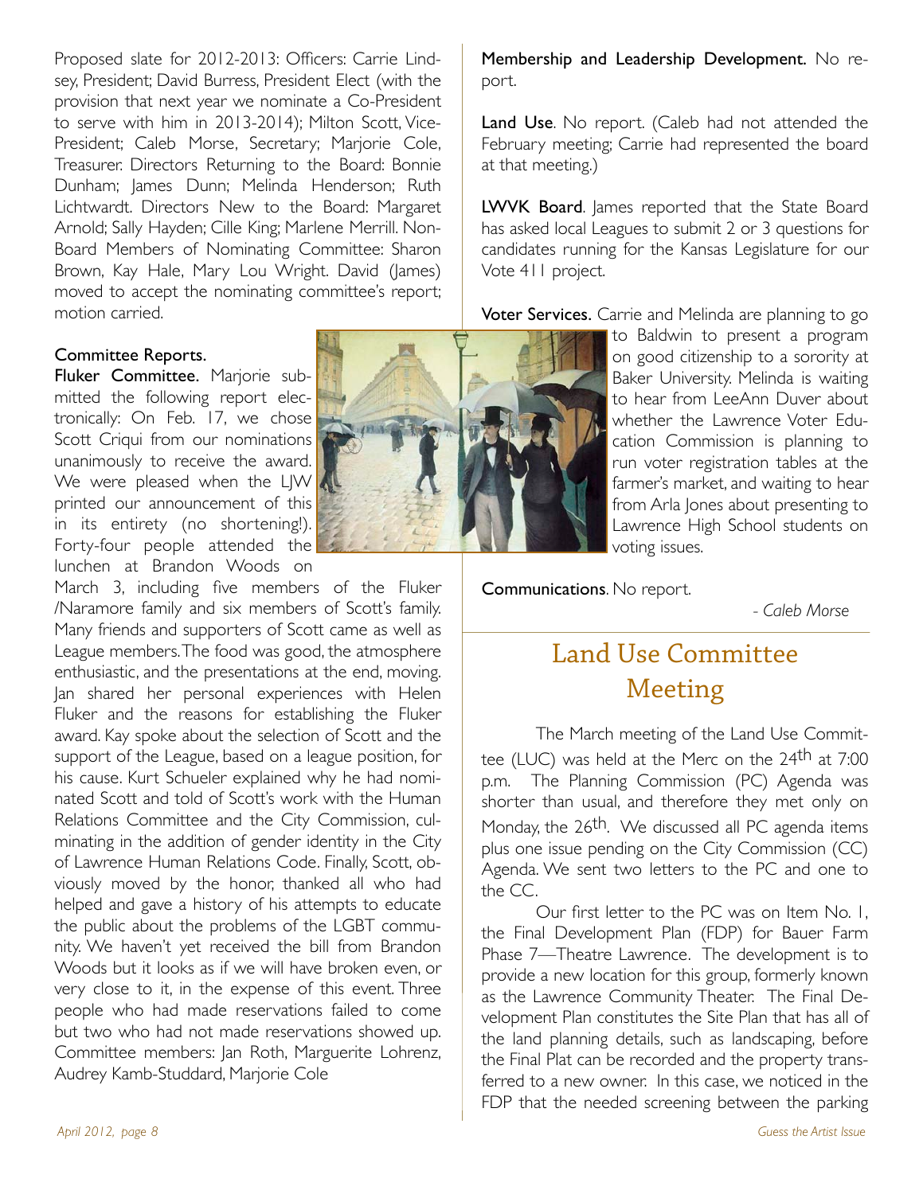Proposed slate for 2012-2013: Officers: Carrie Lindsey, President; David Burress, President Elect (with the provision that next year we nominate a Co-President to serve with him in 2013-2014); Milton Scott, Vice-President; Caleb Morse, Secretary; Marjorie Cole, Treasurer. Directors Returning to the Board: Bonnie Dunham; James Dunn; Melinda Henderson; Ruth Lichtwardt. Directors New to the Board: Margaret Arnold; Sally Hayden; Cille King; Marlene Merrill. Non-Board Members of Nominating Committee: Sharon Brown, Kay Hale, Mary Lou Wright. David (James) moved to accept the nominating committee's report; motion carried.

**Committee Reports.**

**Fluker Committee.** Marjorie submitted the following report electronically: On Feb. 17, we chose Scott Criqui from our nominations unanimously to receive the award. We were pleased when the LJW printed our announcement of this in its entirety (no shortening!). Forty-four people attended the lunchen at Brandon Woods on March 3, including five members of the Fluker /Naramore family and six members of Scott's family. Many friends and supporters of Scott came as well as League members. The food was good, the atmosphere enthusiastic, and the presentations at the end, moving. Jan shared her personal experiences with Helen Fluker and the reasons for establishing the Fluker award. Kay spoke about the selection of Scott and the support of the League, based on a league position, for his cause. Kurt Schueler explained why he had nominated Scott and told of Scott's work with the Human Relations Committee and the City Commission, culminating in the addition of gender identity in the City of Lawrence Human Relations Code. Finally, Scott, obviously moved by the honor, thanked all who had helped and gave a history of his attempts to educate the public about the problems of the LGBT community. We haven't yet received the bill from Brandon Woods but it looks as if we will have broken even, or very close to it, in the expense of this event. Three people who had made reservations failed to come but two who had not made reservations showed up. Committee members: Jan Roth, Marguerite Lohrenz, Audrey Kamb-Studdard, Marjorie Cole

**Membership and Leadership Development.** No report.

**Land Use**. No report. (Caleb had not attended the February meeting; Carrie had represented the board at that meeting.)

**LWVK Board**. James reported that the State Board has asked local Leagues to submit 2 or 3 questions for candidates running for the Kansas Legislature for our Vote 411 project.

**Voter Services.** Carrie and Melinda are planning to go to Baldwin to present a program on good citizenship to a sorority at Baker University. Melinda is waiting to hear from LeeAnn Duver about whether the Lawrence Voter Education Commission is planning to run voter registration tables at the farmer's market, and waiting to hear from Arla Jones about presenting to Lawrence High School students on voting issues.

**Communications**. No report.

*- Caleb Morse*

## Land Use Committee Meeting

The March meeting of the Land Use Committee (LUC) was held at the Merc on the 24th at 7:00 p.m. The Planning Commission (PC) Agenda was shorter than usual, and therefore they met only on Monday, the 26th. We discussed all PC agenda items plus one issue pending on the City Commission (CC) Agenda. We sent two letters to the PC and one to the CC.

Our first letter to the PC was on Item No. 1, the Final Development Plan (FDP) for Bauer Farm Phase 7—Theatre Lawrence. The development is to provide a new location for this group, formerly known as the Lawrence Community Theater. The Final Development Plan constitutes the Site Plan that has all of the land planning details, such as landscaping, before the Final Plat can be recorded and the property transferred to a new owner. In this case, we noticed in the FDP that the needed screening between the parking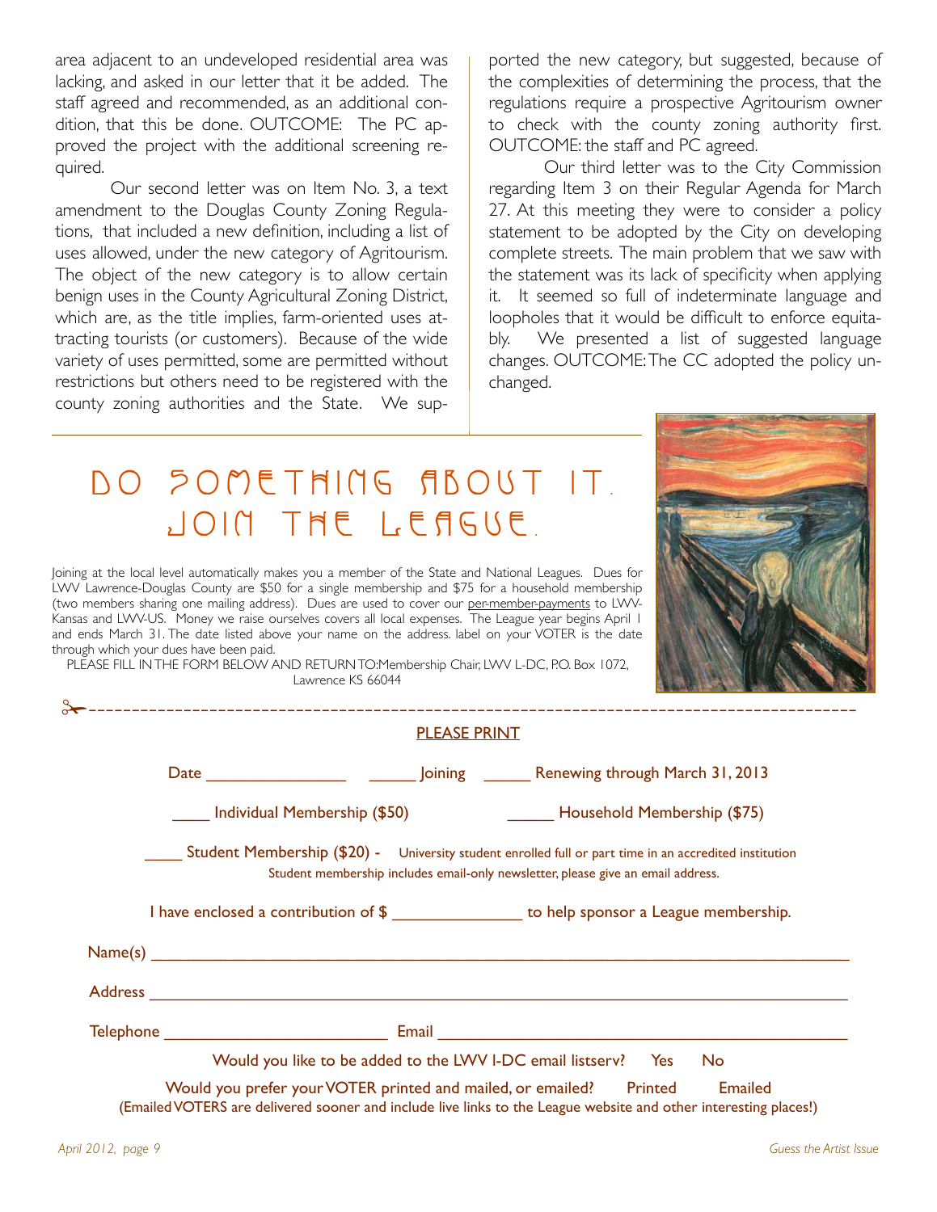area adjacent to an undeveloped residential area was lacking, and asked in our letter that it be added. The staff agreed and recommended, as an additional condition, that this be done. OUTCOME: The PC approved the project with the additional screening required.

Our second letter was on Item No. 3, a text amendment to the Douglas County Zoning Regulations, that included a new definition, including a list of uses allowed, under the new category of Agritourism. The object of the new category is to allow certain benign uses in the County Agricultural Zoning District, which are, as the title implies, farm-oriented uses attracting tourists (or customers). Because of the wide variety of uses permitted, some are permitted without restrictions but others need to be registered with the county zoning authorities and the State. We supported the new category, but suggested, because of the complexities of determining the process, that the regulations require a prospective Agritourism owner to check with the county zoning authority first. OUTCOME: the staff and PC agreed.

Our third letter was to the City Commission regarding Item 3 on their Regular Agenda for March 27. At this meeting they were to consider a policy statement to be adopted by the City on developing complete streets. The main problem that we saw with the statement was its lack of specificity when applying it. It seemed so full of indeterminate language and loopholes that it would be difficult to enforce equitably. We presented a list of suggested language changes. OUTCOME: The CC adopted the policy unchanged.

# DO SOMETHING ABOUT IT. JOIN THE LEAGUE.

Joining at the local level automatically makes you a member of the State and National Leagues. Dues for LWV Lawrence-Douglas County are $50 for a single membership and $75 for a household membership (two members sharing one mailing address). Dues are used to cover our per-member-payments to LWV-Kansas and LWV-US. Money we raise ourselves covers all local expenses. The League year begins April 1 and ends March 31. The date listed above your name on the address. label on your VOTER is the date through which your dues have been paid.

PLEASE FILL IN THE FORM BELOW AND RETURN TO: Membership Chair, LWV L-DC, P.O. Box 1072, Lawrence KS 66044

---

PLEASE PRINT

Date _______________ _____ Joining _____ Renewing through March 31, 2013

____ Individual Membership ($50) _____ Household Membership ($75)

____ **Student Membership ($20) -** University student enrolled full or part time in an accredited institution
Student membership includes email-only newsletter, please give an email address.

I have enclosed a contribution of $ ______________ to help sponsor a League membership.

Name(s) ______________________________________________

Address ______________________________________________

Telephone ________________________ Email ________________________

Would you like to be added to the LWV l-DC email listserv? Yes No

Would you prefer your VOTER printed and mailed, or emailed? Printed Emailed
(Emailed VOTERS are delivered sooner and include live links to the League website and other interesting places!)